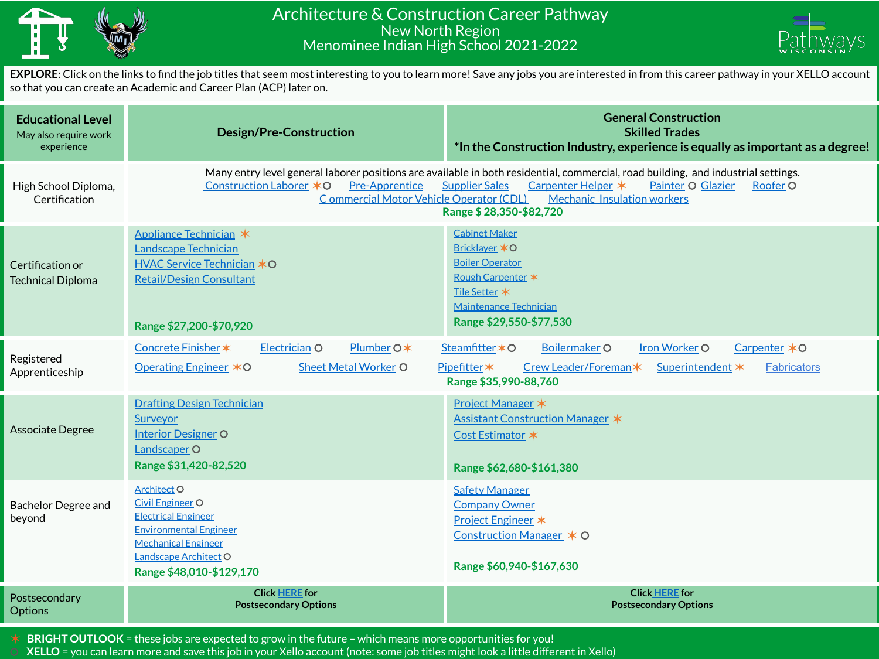# Architecture & Construction Career Pathway

## New North Region

## Menominee Indian High School 2021-2022

**EXPLORE**: Click on the links to find the job titles that seem most interesting to you to learn more! Save any jobs you are interested in from this career pathway in your XELLO account so that you can create an Academic and Career Plan (ACP) later on.

| Educational Level<br>May also require work experience | Design/Pre-Construction | General Construction<br>Skilled Trades<br>*In the Construction Industry, experience is equally as important as a degree! |
|---|---|---|
| High School Diploma, Certification | Many entry level general laborer positions are available in both residential, commercial, road building, and industrial settings.<br>Construction Laborer ✶○ Pre-Apprentice Supplier Sales Carpenter Helper ✶ Painter ○ Glazier Roofer ○<br>Commercial Motor Vehicle Operator (CDL) Mechanic Insulation workers<br>**Range $ 28,350-$82,720** | |
| Certification or Technical Diploma | Appliance Technician ✶<br>Landscape Technician<br>HVAC Service Technician ✶○<br>Retail/Design Consultant<br>**Range $27,200-$70,920** | Cabinet Maker<br>Bricklayer ✶○<br>Boiler Operator<br>Rough Carpenter ✶<br>Tile Setter ✶<br>Maintenance Technician<br>**Range $29,550-$77,530** |
| Registered Apprenticeship | Concrete Finisher ✶ Electrician ○ Plumber ○✶ Steamfitter ✶○ Boilermaker ○ Iron Worker ○ Carpenter ✶○<br>Operating Engineer ✶○ Sheet Metal Worker ○ Pipefitter ✶ Crew Leader/Foreman ✶ Superintendent ✶ Fabricators<br>**Range $35,990-88,760** | |
| Associate Degree | Drafting Design Technician<br>Surveyor<br>Interior Designer ○<br>Landscaper ○<br>**Range $31,420-82,520** | Project Manager ✶<br>Assistant Construction Manager ✶<br>Cost Estimator ✶<br>**Range $62,680-$161,380** |
| Bachelor Degree and beyond | Architect ○<br>Civil Engineer ○<br>Electrical Engineer<br>Environmental Engineer<br>Mechanical Engineer<br>Landscape Architect ○<br>**Range $48,010-$129,170** | Safety Manager<br>Company Owner<br>Project Engineer ✶<br>Construction Manager ✶ ○<br>**Range $60,940-$167,630** |
| Postsecondary Options | **Click HERE for Postsecondary Options** | **Click HERE for Postsecondary Options** |

✶ **BRIGHT OUTLOOK** = these jobs are expected to grow in the future – which means more opportunities for you!
○ **XELLO** = you can learn more and save this job in your Xello account (note: some job titles might look a little different in Xello)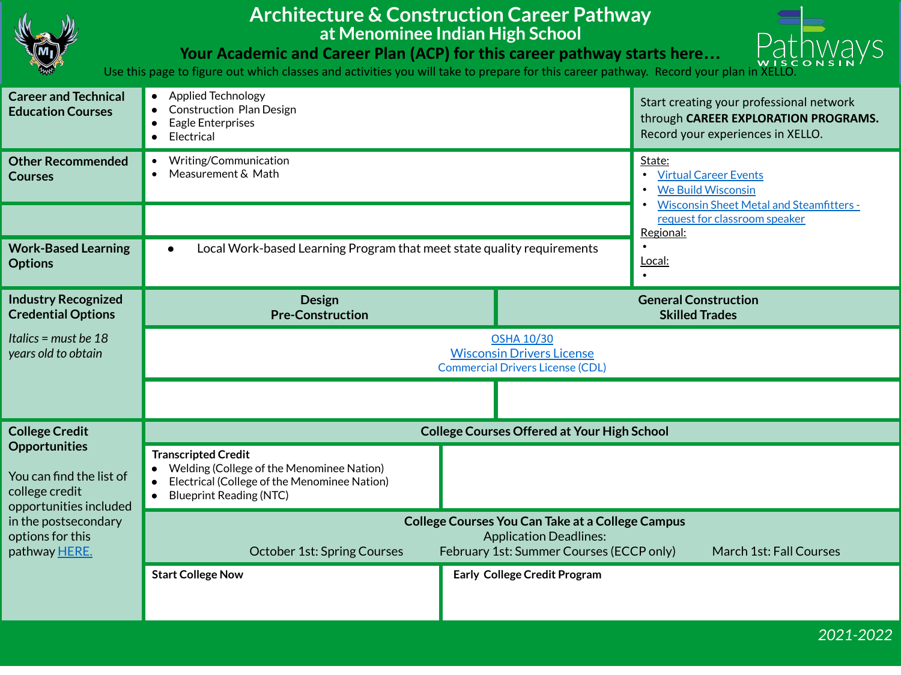# Architecture & Construction Career Pathway
## at Menominee Indian High School

**Your Academic and Career Plan (ACP) for this career pathway starts here…**

Use this page to figure out which classes and activities you will take to prepare for this career pathway. Record your plan in XELLO.

| | |
|---|---|
| **Career and Technical Education Courses** | • Applied Technology<br>• Construction Plan Design<br>• Eagle Enterprises<br>• Electrical |
| **Other Recommended Courses** | • Writing/Communication<br>• Measurement & Math |
| | |
| **Work-Based Learning Options** | • Local Work-based Learning Program that meet state quality requirements |

Start creating your professional network through **CAREER EXPLORATION PROGRAMS.** Record your experiences in XELLO.

State:
- Virtual Career Events
- We Build Wisconsin
- Wisconsin Sheet Metal and Steamfitters - request for classroom speaker

Regional:
-

Local:
-

| **Industry Recognized Credential Options**<br>*Italics = must be 18 years old to obtain* | **Design**<br>**Pre-Construction** | **General Construction**<br>**Skilled Trades** |
|---|---|---|
| | OSHA 10/30<br>Wisconsin Drivers License<br>Commercial Drivers License (CDL) | |
| | | |

**College Credit Opportunities**

You can find the list of college credit opportunities included in the postsecondary options for this pathway HERE.

**College Courses Offered at Your High School**

| **Transcripted Credit** | |
|---|---|
| • Welding (College of the Menominee Nation)<br>• Electrical (College of the Menominee Nation)<br>• Blueprint Reading (NTC) | |

**College Courses You Can Take at a College Campus**

Application Deadlines:
October 1st: Spring Courses  February 1st: Summer Courses (ECCP only)  March 1st: Fall Courses

| **Start College Now** | **Early College Credit Program** |
|---|---|
| | |

*2021-2022*